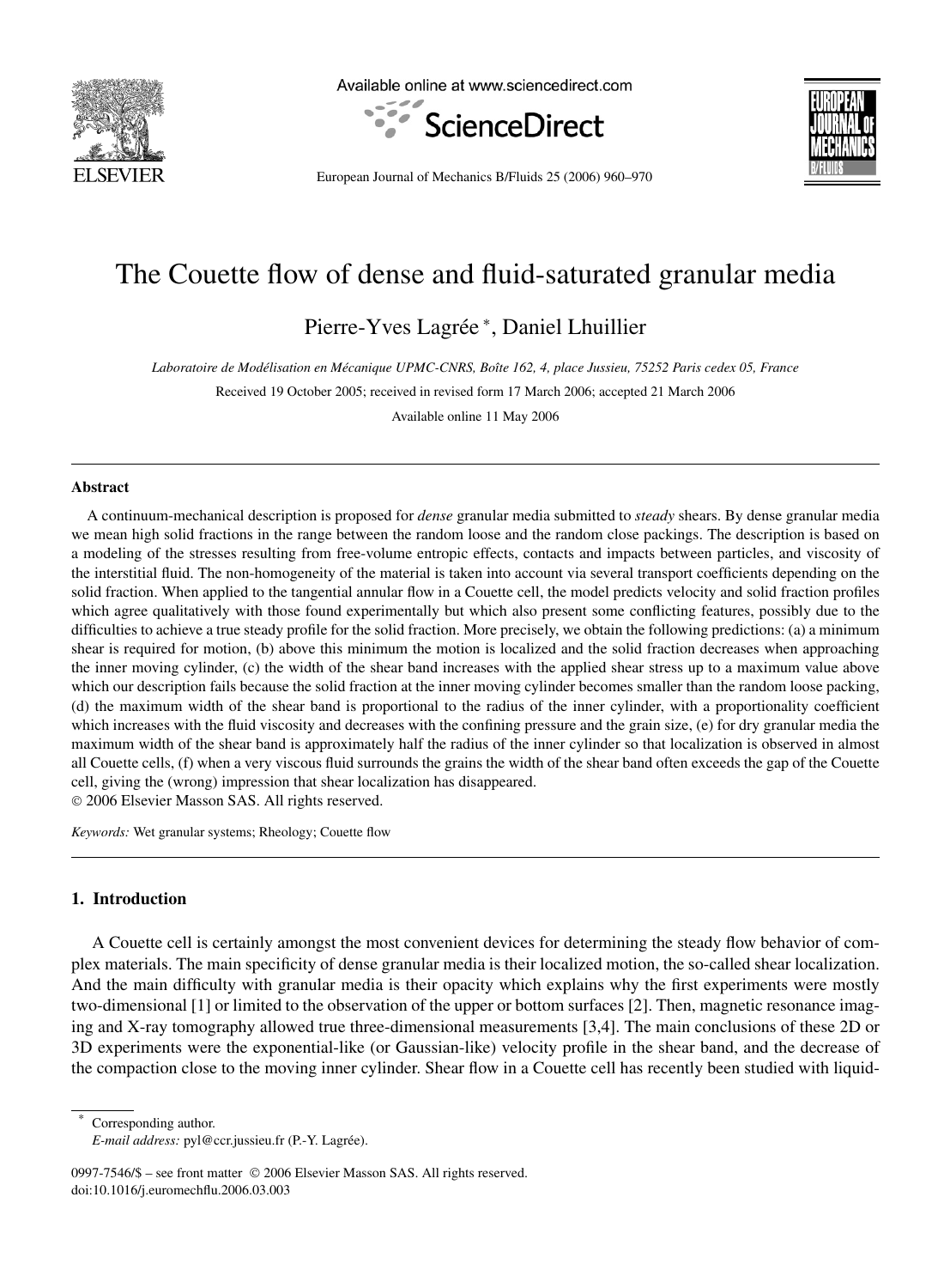# The Couette flow of dense and fluid-saturated granular media

Pierre-Yves Lagrée *, Daniel Lhuillier

*Laboratoire de Modélisation en Mécanique UPMC-CNRS, Boîte 162, 4, place Jussieu, 75252 Paris cedex 05, France*

Received 19 October 2005; received in revised form 17 March 2006; accepted 21 March 2006

Available online 11 May 2006

## Abstract

A continuum-mechanical description is proposed for *dense* granular media submitted to *steady* shears. By dense granular media we mean high solid fractions in the range between the random loose and the random close packings. The description is based on a modeling of the stresses resulting from free-volume entropic effects, contacts and impacts between particles, and viscosity of the interstitial fluid. The non-homogeneity of the material is taken into account via several transport coefficients depending on the solid fraction. When applied to the tangential annular flow in a Couette cell, the model predicts velocity and solid fraction profiles which agree qualitatively with those found experimentally but which also present some conflicting features, possibly due to the difficulties to achieve a true steady profile for the solid fraction. More precisely, we obtain the following predictions: (a) a minimum shear is required for motion, (b) above this minimum the motion is localized and the solid fraction decreases when approaching the inner moving cylinder, (c) the width of the shear band increases with the applied shear stress up to a maximum value above which our description fails because the solid fraction at the inner moving cylinder becomes smaller than the random loose packing, (d) the maximum width of the shear band is proportional to the radius of the inner cylinder, with a proportionality coefficient which increases with the fluid viscosity and decreases with the confining pressure and the grain size, (e) for dry granular media the maximum width of the shear band is approximately half the radius of the inner cylinder so that localization is observed in almost all Couette cells, (f) when a very viscous fluid surrounds the grains the width of the shear band often exceeds the gap of the Couette cell, giving the (wrong) impression that shear localization has disappeared.

© 2006 Elsevier Masson SAS. All rights reserved.

*Keywords:* Wet granular systems; Rheology; Couette flow

## 1. Introduction

A Couette cell is certainly amongst the most convenient devices for determining the steady flow behavior of complex materials. The main specificity of dense granular media is their localized motion, the so-called shear localization. And the main difficulty with granular media is their opacity which explains why the first experiments were mostly two-dimensional [1] or limited to the observation of the upper or bottom surfaces [2]. Then, magnetic resonance imaging and X-ray tomography allowed true three-dimensional measurements [3,4]. The main conclusions of these 2D or 3D experiments were the exponential-like (or Gaussian-like) velocity profile in the shear band, and the decrease of the compaction close to the moving inner cylinder. Shear flow in a Couette cell has recently been studied with liquid-

---

* Corresponding author.
*E-mail address:* pyl@ccr.jussieu.fr (P.-Y. Lagrée).

0997-7546/$ – see front matter © 2006 Elsevier Masson SAS. All rights reserved.
doi:10.1016/j.euromechflu.2006.03.003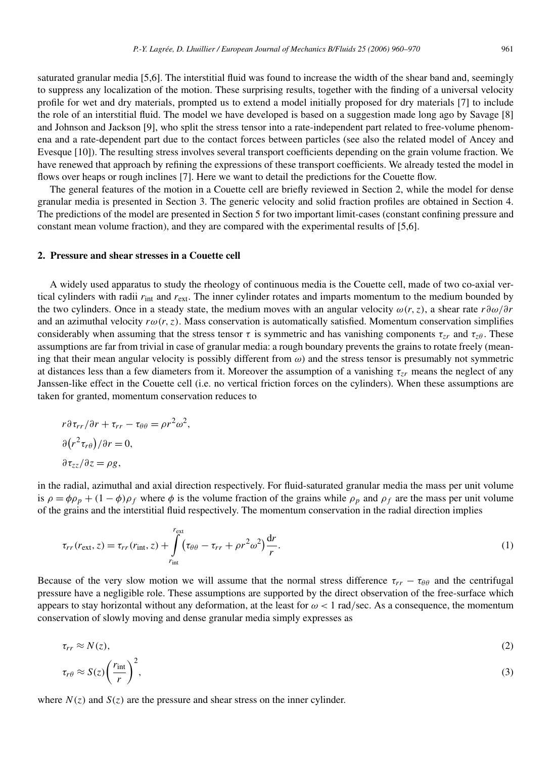saturated granular media [5,6]. The interstitial fluid was found to increase the width of the shear band and, seemingly to suppress any localization of the motion. These surprising results, together with the finding of a universal velocity profile for wet and dry materials, prompted us to extend a model initially proposed for dry materials [7] to include the role of an interstitial fluid. The model we have developed is based on a suggestion made long ago by Savage [8] and Johnson and Jackson [9], who split the stress tensor into a rate-independent part related to free-volume phenomena and a rate-dependent part due to the contact forces between particles (see also the related model of Ancey and Evesque [10]). The resulting stress involves several transport coefficients depending on the grain volume fraction. We have renewed that approach by refining the expressions of these transport coefficients. We already tested the model in flows over heaps or rough inclines [7]. Here we want to detail the predictions for the Couette flow.

The general features of the motion in a Couette cell are briefly reviewed in Section 2, while the model for dense granular media is presented in Section 3. The generic velocity and solid fraction profiles are obtained in Section 4. The predictions of the model are presented in Section 5 for two important limit-cases (constant confining pressure and constant mean volume fraction), and they are compared with the experimental results of [5,6].

## 2. Pressure and shear stresses in a Couette cell

A widely used apparatus to study the rheology of continuous media is the Couette cell, made of two co-axial vertical cylinders with radii $r_{\text{int}}$ and $r_{\text{ext}}$. The inner cylinder rotates and imparts momentum to the medium bounded by the two cylinders. Once in a steady state, the medium moves with an angular velocity $\omega(r,z)$, a shear rate $r\partial\omega/\partial r$ and an azimuthal velocity $r\omega(r,z)$. Mass conservation is automatically satisfied. Momentum conservation simplifies considerably when assuming that the stress tensor $\tau$ is symmetric and has vanishing components $\tau_{zr}$ and $\tau_{z\theta}$. These assumptions are far from trivial in case of granular media: a rough boundary prevents the grains to rotate freely (meaning that their mean angular velocity is possibly different from $\omega$) and the stress tensor is presumably not symmetric at distances less than a few diameters from it. Moreover the assumption of a vanishing $\tau_{zr}$ means the neglect of any Janssen-like effect in the Couette cell (i.e. no vertical friction forces on the cylinders). When these assumptions are taken for granted, momentum conservation reduces to

$$
\begin{aligned}
&r\partial\tau_{rr}/\partial r + \tau_{rr} - \tau_{\theta\theta} = \rho r^2\omega^2,\\
&\partial\left(r^2\tau_{r\theta}\right)/\partial r = 0,\\
&\partial\tau_{zz}/\partial z = \rho g,
\end{aligned}
$$

in the radial, azimuthal and axial direction respectively. For fluid-saturated granular media the mass per unit volume is $\rho = \phi\rho_p + (1-\phi)\rho_f$ where $\phi$ is the volume fraction of the grains while $\rho_p$ and $\rho_f$ are the mass per unit volume of the grains and the interstitial fluid respectively. The momentum conservation in the radial direction implies

$$
\tau_{rr}(r_{\text{ext}}, z) = \tau_{rr}(r_{\text{int}}, z) + \int_{r_{\text{int}}}^{r_{\text{ext}}} \left(\tau_{\theta\theta} - \tau_{rr} + \rho r^2\omega^2\right)\frac{\mathrm{d}r}{r}. \tag{1}
$$

Because of the very slow motion we will assume that the normal stress difference $\tau_{rr} - \tau_{\theta\theta}$ and the centrifugal pressure have a negligible role. These assumptions are supported by the direct observation of the free-surface which appears to stay horizontal without any deformation, at the least for $\omega < 1$ rad/sec. As a consequence, the momentum conservation of slowly moving and dense granular media simply expresses as

$$
\tau_{rr} \approx N(z), \tag{2}
$$

$$
\tau_{r\theta} \approx S(z)\left(\frac{r_{\text{int}}}{r}\right)^2, \tag{3}
$$

where $N(z)$ and $S(z)$ are the pressure and shear stress on the inner cylinder.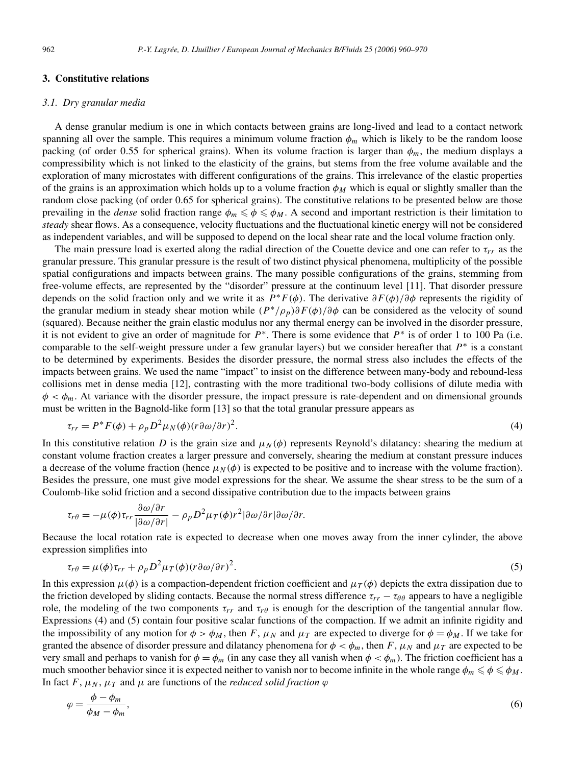## 3. Constitutive relations

### 3.1. Dry granular media

A dense granular medium is one in which contacts between grains are long-lived and lead to a contact network spanning all over the sample. This requires a minimum volume fraction $\phi_m$ which is likely to be the random loose packing (of order 0.55 for spherical grains). When its volume fraction is larger than $\phi_m$, the medium displays a compressibility which is not linked to the elasticity of the grains, but stems from the free volume available and the exploration of many microstates with different configurations of the grains. This irrelevance of the elastic properties of the grains is an approximation which holds up to a volume fraction $\phi_M$ which is equal or slightly smaller than the random close packing (of order 0.65 for spherical grains). The constitutive relations to be presented below are those prevailing in the *dense* solid fraction range $\phi_m \leqslant \phi \leqslant \phi_M$. A second and important restriction is their limitation to *steady* shear flows. As a consequence, velocity fluctuations and the fluctuational kinetic energy will not be considered as independent variables, and will be supposed to depend on the local shear rate and the local volume fraction only.

The main pressure load is exerted along the radial direction of the Couette device and one can refer to $\tau_{rr}$ as the granular pressure. This granular pressure is the result of two distinct physical phenomena, multiplicity of the possible spatial configurations and impacts between grains. The many possible configurations of the grains, stemming from free-volume effects, are represented by the "disorder" pressure at the continuum level [11]. That disorder pressure depends on the solid fraction only and we write it as $P^* F(\phi)$. The derivative $\partial F(\phi)/\partial\phi$ represents the rigidity of the granular medium in steady shear motion while $(P^*/\rho_p)\partial F(\phi)/\partial\phi$ can be considered as the velocity of sound (squared). Because neither the grain elastic modulus nor any thermal energy can be involved in the disorder pressure, it is not evident to give an order of magnitude for $P^*$. There is some evidence that $P^*$ is of order 1 to 100 Pa (i.e. comparable to the self-weight pressure under a few granular layers) but we consider hereafter that $P^*$ is a constant to be determined by experiments. Besides the disorder pressure, the normal stress also includes the effects of the impacts between grains. We used the name "impact" to insist on the difference between many-body and rebound-less collisions met in dense media [12], contrasting with the more traditional two-body collisions of dilute media with $\phi < \phi_m$. At variance with the disorder pressure, the impact pressure is rate-dependent and on dimensional grounds must be written in the Bagnold-like form [13] so that the total granular pressure appears as

$$\tau_{rr} = P^* F(\phi) + \rho_p D^2 \mu_N(\phi)(r\partial\omega/\partial r)^2. \tag{4}$$

In this constitutive relation $D$ is the grain size and $\mu_N(\phi)$ represents Reynold's dilatancy: shearing the medium at constant volume fraction creates a larger pressure and conversely, shearing the medium at constant pressure induces a decrease of the volume fraction (hence $\mu_N(\phi)$ is expected to be positive and to increase with the volume fraction). Besides the pressure, one must give model expressions for the shear. We assume the shear stress to be the sum of a Coulomb-like solid friction and a second dissipative contribution due to the impacts between grains

$$\tau_{r\theta} = -\mu(\phi)\tau_{rr}\frac{\partial\omega/\partial r}{|\partial\omega/\partial r|} - \rho_p D^2 \mu_T(\phi) r^2 |\partial\omega/\partial r| \partial\omega/\partial r.$$

Because the local rotation rate is expected to decrease when one moves away from the inner cylinder, the above expression simplifies into

$$\tau_{r\theta} = \mu(\phi)\tau_{rr} + \rho_p D^2 \mu_T(\phi)(r\partial\omega/\partial r)^2. \tag{5}$$

In this expression $\mu(\phi)$ is a compaction-dependent friction coefficient and $\mu_T(\phi)$ depicts the extra dissipation due to the friction developed by sliding contacts. Because the normal stress difference $\tau_{rr} - \tau_{\theta\theta}$ appears to have a negligible role, the modeling of the two components $\tau_{rr}$ and $\tau_{r\theta}$ is enough for the description of the tangential annular flow. Expressions (4) and (5) contain four positive scalar functions of the compaction. If we admit an infinite rigidity and the impossibility of any motion for $\phi > \phi_M$, then $F$, $\mu_N$ and $\mu_T$ are expected to diverge for $\phi = \phi_M$. If we take for granted the absence of disorder pressure and dilatancy phenomena for $\phi < \phi_m$, then $F$, $\mu_N$ and $\mu_T$ are expected to be very small and perhaps to vanish for $\phi = \phi_m$ (in any case they all vanish when $\phi < \phi_m$). The friction coefficient has a much smoother behavior since it is expected neither to vanish nor to become infinite in the whole range $\phi_m \leqslant \phi \leqslant \phi_M$. In fact $F$, $\mu_N$, $\mu_T$ and $\mu$ are functions of the *reduced solid fraction* $\varphi$

$$\varphi = \frac{\phi - \phi_m}{\phi_M - \phi_m}, \tag{6}$$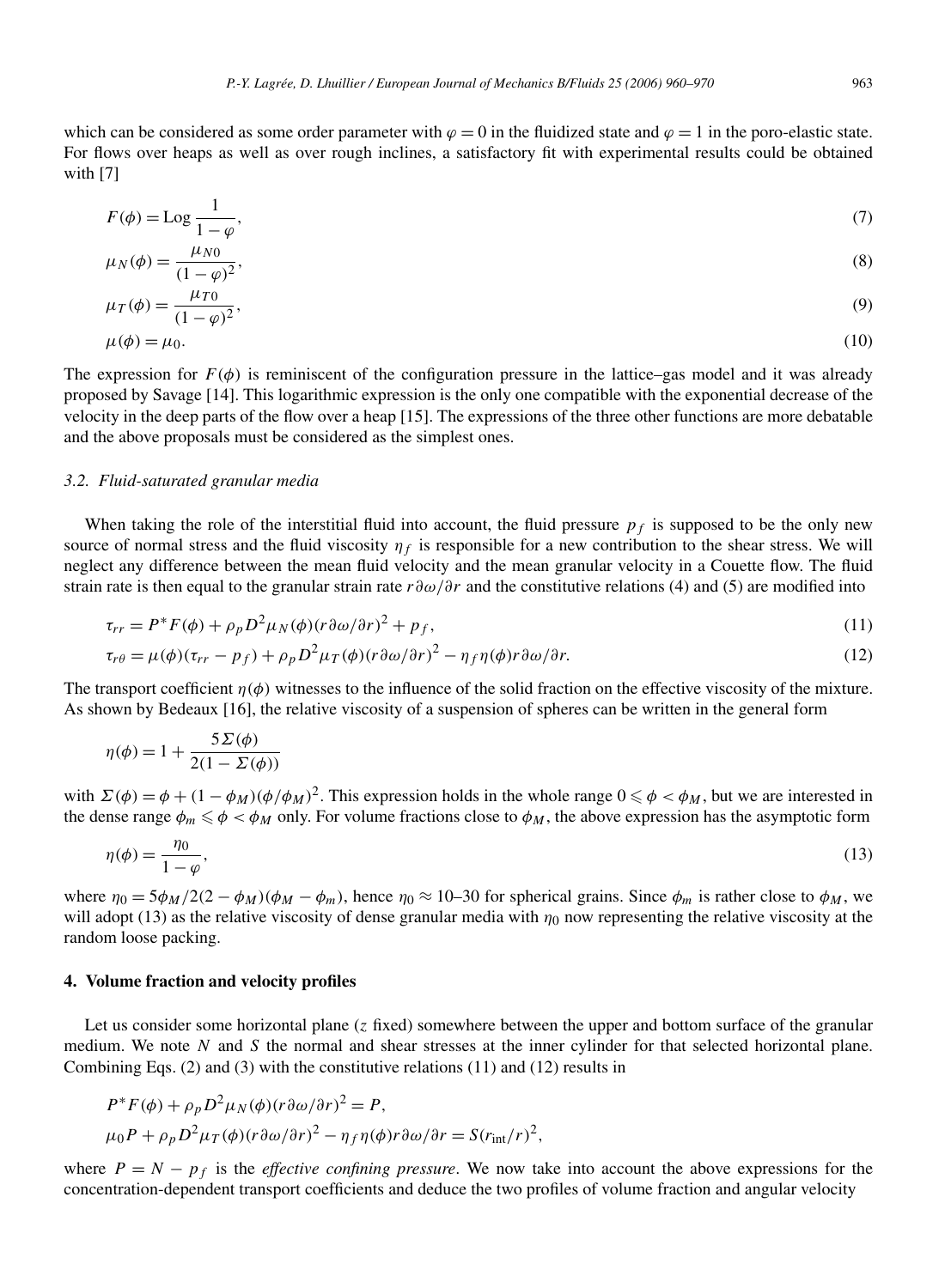which can be considered as some order parameter with $\varphi = 0$ in the fluidized state and $\varphi = 1$ in the poro-elastic state. For flows over heaps as well as over rough inclines, a satisfactory fit with experimental results could be obtained with [7]

$$F(\phi) = \mathrm{Log}\,\frac{1}{1-\varphi}, \tag{7}$$

$$\mu_N(\phi) = \frac{\mu_{N0}}{(1-\varphi)^2}, \tag{8}$$

$$\mu_T(\phi) = \frac{\mu_{T0}}{(1-\varphi)^2}, \tag{9}$$

$$\mu(\phi) = \mu_0. \tag{10}$$

The expression for $F(\phi)$ is reminiscent of the configuration pressure in the lattice–gas model and it was already proposed by Savage [14]. This logarithmic expression is the only one compatible with the exponential decrease of the velocity in the deep parts of the flow over a heap [15]. The expressions of the three other functions are more debatable and the above proposals must be considered as the simplest ones.

### *3.2. Fluid-saturated granular media*

When taking the role of the interstitial fluid into account, the fluid pressure $p_f$ is supposed to be the only new source of normal stress and the fluid viscosity $\eta_f$ is responsible for a new contribution to the shear stress. We will neglect any difference between the mean fluid velocity and the mean granular velocity in a Couette flow. The fluid strain rate is then equal to the granular strain rate $r\partial\omega/\partial r$ and the constitutive relations (4) and (5) are modified into

$$\tau_{rr} = P^* F(\phi) + \rho_p D^2 \mu_N(\phi)(r\partial\omega/\partial r)^2 + p_f, \tag{11}$$

$$\tau_{r\theta} = \mu(\phi)(\tau_{rr} - p_f) + \rho_p D^2 \mu_T(\phi)(r\partial\omega/\partial r)^2 - \eta_f \eta(\phi) r\partial\omega/\partial r. \tag{12}$$

The transport coefficient $\eta(\phi)$ witnesses to the influence of the solid fraction on the effective viscosity of the mixture. As shown by Bedeaux [16], the relative viscosity of a suspension of spheres can be written in the general form

$$\eta(\phi) = 1 + \frac{5\Sigma(\phi)}{2(1-\Sigma(\phi))}$$

with $\Sigma(\phi) = \phi + (1-\phi_M)(\phi/\phi_M)^2$. This expression holds in the whole range $0 \leqslant \phi < \phi_M$, but we are interested in the dense range $\phi_m \leqslant \phi < \phi_M$ only. For volume fractions close to $\phi_M$, the above expression has the asymptotic form

$$\eta(\phi) = \frac{\eta_0}{1-\varphi}, \tag{13}$$

where $\eta_0 = 5\phi_M/2(2-\phi_M)(\phi_M - \phi_m)$, hence $\eta_0 \approx 10$–$30$ for spherical grains. Since $\phi_m$ is rather close to $\phi_M$, we will adopt (13) as the relative viscosity of dense granular media with $\eta_0$ now representing the relative viscosity at the random loose packing.

## **4. Volume fraction and velocity profiles**

Let us consider some horizontal plane ($z$ fixed) somewhere between the upper and bottom surface of the granular medium. We note $N$ and $S$ the normal and shear stresses at the inner cylinder for that selected horizontal plane. Combining Eqs. (2) and (3) with the constitutive relations (11) and (12) results in

$$P^* F(\phi) + \rho_p D^2 \mu_N(\phi)(r\partial\omega/\partial r)^2 = P,$$

$$\mu_0 P + \rho_p D^2 \mu_T(\phi)(r\partial\omega/\partial r)^2 - \eta_f \eta(\phi) r\partial\omega/\partial r = S(r_{\mathrm{int}}/r)^2,$$

where $P = N - p_f$ is the *effective confining pressure*. We now take into account the above expressions for the concentration-dependent transport coefficients and deduce the two profiles of volume fraction and angular velocity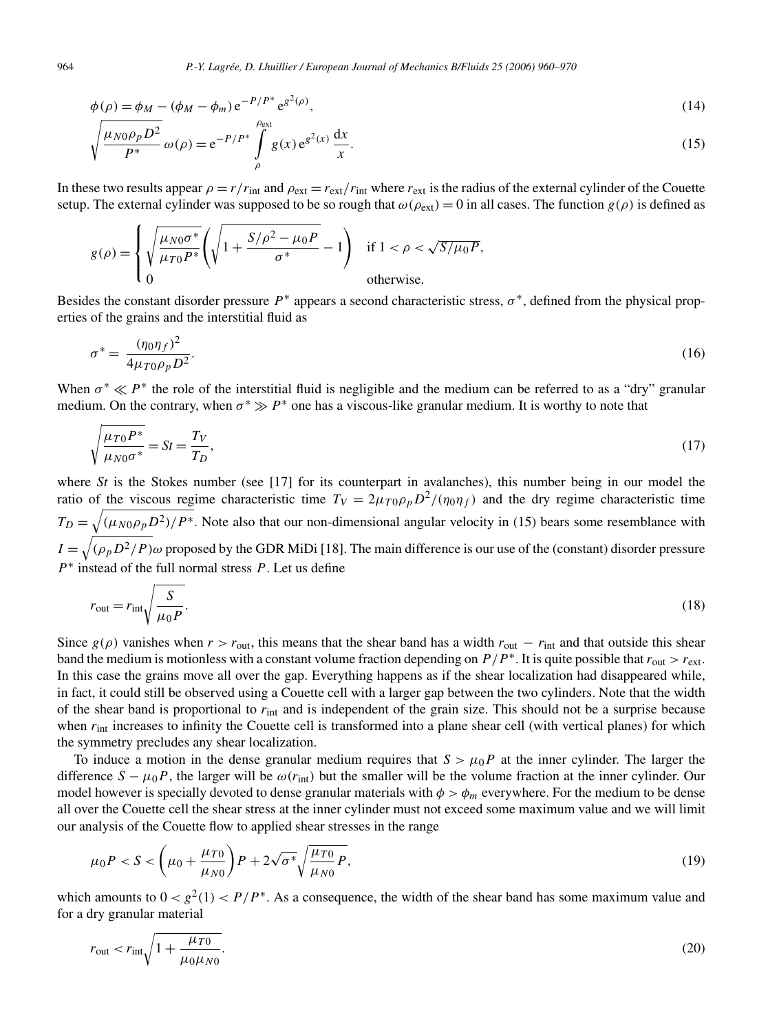$$\phi(\rho) = \phi_M - (\phi_M - \phi_m)\,\mathrm{e}^{-P/P^*}\,\mathrm{e}^{g^2(\rho)}, \tag{14}$$

$$\sqrt{\frac{\mu_{N0}\rho_p D^2}{P^*}}\,\omega(\rho) = \mathrm{e}^{-P/P^*}\int_{\rho}^{\rho_{\text{ext}}} g(x)\,\mathrm{e}^{g^2(x)}\,\frac{\mathrm{d}x}{x}. \tag{15}$$

In these two results appear $\rho = r/r_{\text{int}}$ and $\rho_{\text{ext}} = r_{\text{ext}}/r_{\text{int}}$ where $r_{\text{ext}}$ is the radius of the external cylinder of the Couette setup. The external cylinder was supposed to be so rough that $\omega(\rho_{\text{ext}}) = 0$ in all cases. The function $g(\rho)$ is defined as

$$g(\rho) = \begin{cases} \sqrt{\dfrac{\mu_{N0}\sigma^*}{\mu_{T0}P^*}}\left(\sqrt{1 + \dfrac{S/\rho^2 - \mu_0 P}{\sigma^*}} - 1\right) & \text{if } 1 < \rho < \sqrt{S/\mu_0 P}, \\ 0 & \text{otherwise.} \end{cases}$$

Besides the constant disorder pressure $P^*$ appears a second characteristic stress, $\sigma^*$, defined from the physical properties of the grains and the interstitial fluid as

$$\sigma^* = \frac{(\eta_0\eta_f)^2}{4\mu_{T0}\rho_p D^2}. \tag{16}$$

When $\sigma^* \ll P^*$ the role of the interstitial fluid is negligible and the medium can be referred to as a "dry" granular medium. On the contrary, when $\sigma^* \gg P^*$ one has a viscous-like granular medium. It is worthy to note that

$$\sqrt{\frac{\mu_{T0}P^*}{\mu_{N0}\sigma^*}} = St = \frac{T_V}{T_D}, \tag{17}$$

where $St$ is the Stokes number (see [17] for its counterpart in avalanches), this number being in our model the ratio of the viscous regime characteristic time $T_V = 2\mu_{T0}\rho_p D^2/(\eta_0\eta_f)$ and the dry regime characteristic time $T_D = \sqrt{(\mu_{N0}\rho_p D^2)/P^*}$. Note also that our non-dimensional angular velocity in (15) bears some resemblance with $I = \sqrt{(\rho_p D^2/P)}\omega$ proposed by the GDR MiDi [18]. The main difference is our use of the (constant) disorder pressure $P^*$ instead of the full normal stress $P$. Let us define

$$r_{\text{out}} = r_{\text{int}}\sqrt{\frac{S}{\mu_0 P}}. \tag{18}$$

Since $g(\rho)$ vanishes when $r > r_{\text{out}}$, this means that the shear band has a width $r_{\text{out}} - r_{\text{int}}$ and that outside this shear band the medium is motionless with a constant volume fraction depending on $P/P^*$. It is quite possible that $r_{\text{out}} > r_{\text{ext}}$. In this case the grains move all over the gap. Everything happens as if the shear localization had disappeared while, in fact, it could still be observed using a Couette cell with a larger gap between the two cylinders. Note that the width of the shear band is proportional to $r_{\text{int}}$ and is independent of the grain size. This should not be a surprise because when $r_{\text{int}}$ increases to infinity the Couette cell is transformed into a plane shear cell (with vertical planes) for which the symmetry precludes any shear localization.

To induce a motion in the dense granular medium requires that $S > \mu_0 P$ at the inner cylinder. The larger the difference $S - \mu_0 P$, the larger will be $\omega(r_{\text{int}})$ but the smaller will be the volume fraction at the inner cylinder. Our model however is specially devoted to dense granular materials with $\phi > \phi_m$ everywhere. For the medium to be dense all over the Couette cell the shear stress at the inner cylinder must not exceed some maximum value and we will limit our analysis of the Couette flow to applied shear stresses in the range

$$\mu_0 P < S < \left(\mu_0 + \frac{\mu_{T0}}{\mu_{N0}}\right)P + 2\sqrt{\sigma^*}\sqrt{\frac{\mu_{T0}}{\mu_{N0}}P}, \tag{19}$$

which amounts to $0 < g^2(1) < P/P^*$. As a consequence, the width of the shear band has some maximum value and for a dry granular material

$$r_{\text{out}} < r_{\text{int}}\sqrt{1 + \frac{\mu_{T0}}{\mu_0\mu_{N0}}}. \tag{20}$$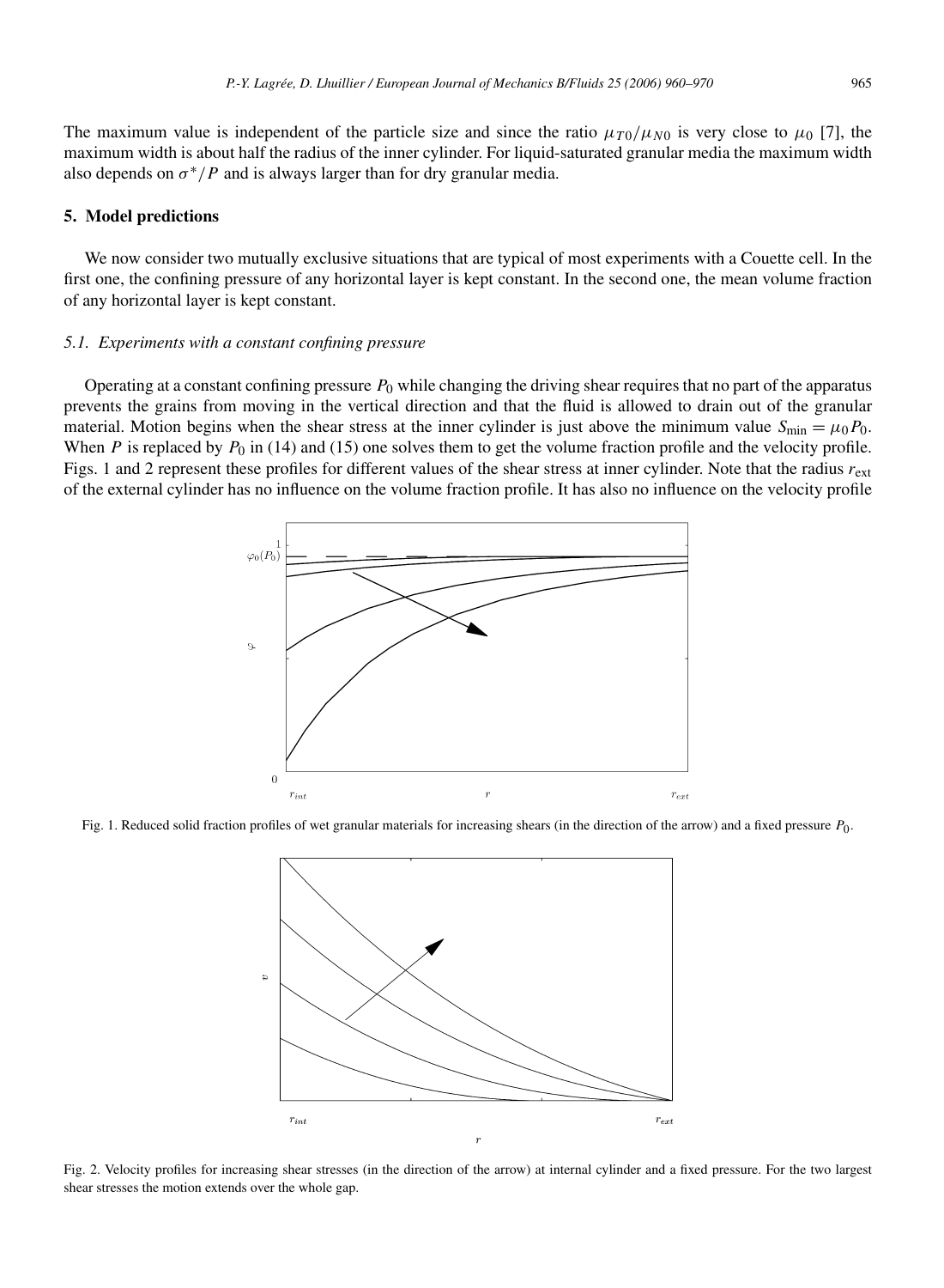The maximum value is independent of the particle size and since the ratio $\mu_{T0}/\mu_{N0}$ is very close to $\mu_0$ [7], the maximum width is about half the radius of the inner cylinder. For liquid-saturated granular media the maximum width also depends on $\sigma^*/P$ and is always larger than for dry granular media.

## 5. Model predictions

We now consider two mutually exclusive situations that are typical of most experiments with a Couette cell. In the first one, the confining pressure of any horizontal layer is kept constant. In the second one, the mean volume fraction of any horizontal layer is kept constant.

### 5.1. Experiments with a constant confining pressure

Operating at a constant confining pressure $P_0$ while changing the driving shear requires that no part of the apparatus prevents the grains from moving in the vertical direction and that the fluid is allowed to drain out of the granular material. Motion begins when the shear stress at the inner cylinder is just above the minimum value $S_{\min} = \mu_0 P_0$. When $P$ is replaced by $P_0$ in (14) and (15) one solves them to get the volume fraction profile and the velocity profile. Figs. 1 and 2 represent these profiles for different values of the shear stress at inner cylinder. Note that the radius $r_{\text{ext}}$ of the external cylinder has no influence on the volume fraction profile. It has also no influence on the velocity profile

Fig. 1. Reduced solid fraction profiles of wet granular materials for increasing shears (in the direction of the arrow) and a fixed pressure $P_0$.

Fig. 2. Velocity profiles for increasing shear stresses (in the direction of the arrow) at internal cylinder and a fixed pressure. For the two largest shear stresses the motion extends over the whole gap.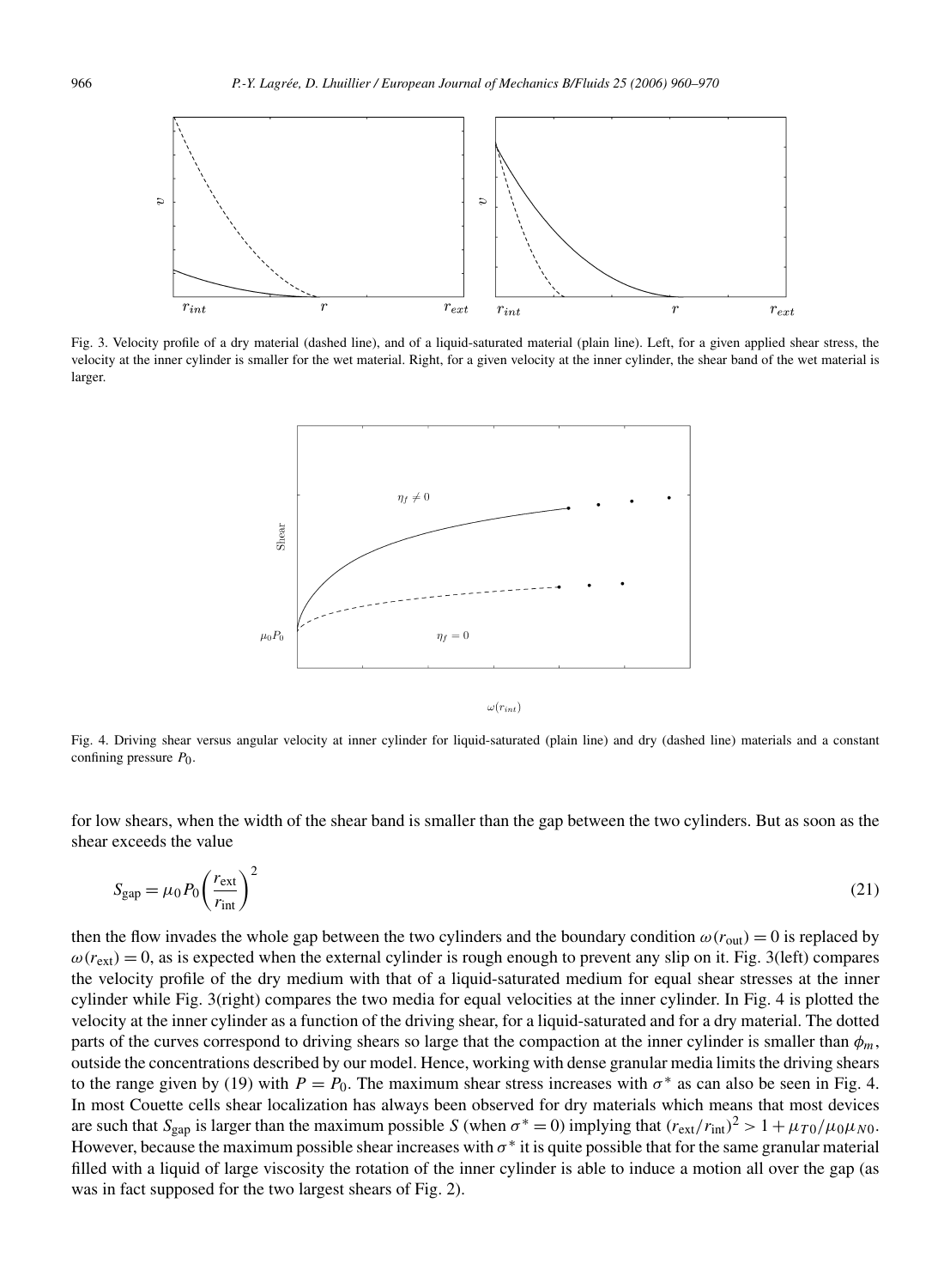Fig. 3. Velocity profile of a dry material (dashed line), and of a liquid-saturated material (plain line). Left, for a given applied shear stress, the velocity at the inner cylinder is smaller for the wet material. Right, for a given velocity at the inner cylinder, the shear band of the wet material is larger.

Fig. 4. Driving shear versus angular velocity at inner cylinder for liquid-saturated (plain line) and dry (dashed line) materials and a constant confining pressure $P_0$.

for low shears, when the width of the shear band is smaller than the gap between the two cylinders. But as soon as the shear exceeds the value

$$S_{\text{gap}} = \mu_0 P_0 \left(\frac{r_{\text{ext}}}{r_{\text{int}}}\right)^2 \tag{21}$$

then the flow invades the whole gap between the two cylinders and the boundary condition $\omega(r_{\text{out}}) = 0$ is replaced by $\omega(r_{\text{ext}}) = 0$, as is expected when the external cylinder is rough enough to prevent any slip on it. Fig. 3(left) compares the velocity profile of the dry medium with that of a liquid-saturated medium for equal shear stresses at the inner cylinder while Fig. 3(right) compares the two media for equal velocities at the inner cylinder. In Fig. 4 is plotted the velocity at the inner cylinder as a function of the driving shear, for a liquid-saturated and for a dry material. The dotted parts of the curves correspond to driving shears so large that the compaction at the inner cylinder is smaller than $\phi_m$, outside the concentrations described by our model. Hence, working with dense granular media limits the driving shears to the range given by (19) with $P = P_0$. The maximum shear stress increases with $\sigma^*$ as can also be seen in Fig. 4. In most Couette cells shear localization has always been observed for dry materials which means that most devices are such that $S_{\text{gap}}$ is larger than the maximum possible $S$ (when $\sigma^* = 0$) implying that $(r_{\text{ext}}/r_{\text{int}})^2 > 1 + \mu_{T0}/\mu_0\mu_{N0}$. However, because the maximum possible shear increases with $\sigma^*$ it is quite possible that for the same granular material filled with a liquid of large viscosity the rotation of the inner cylinder is able to induce a motion all over the gap (as was in fact supposed for the two largest shears of Fig. 2).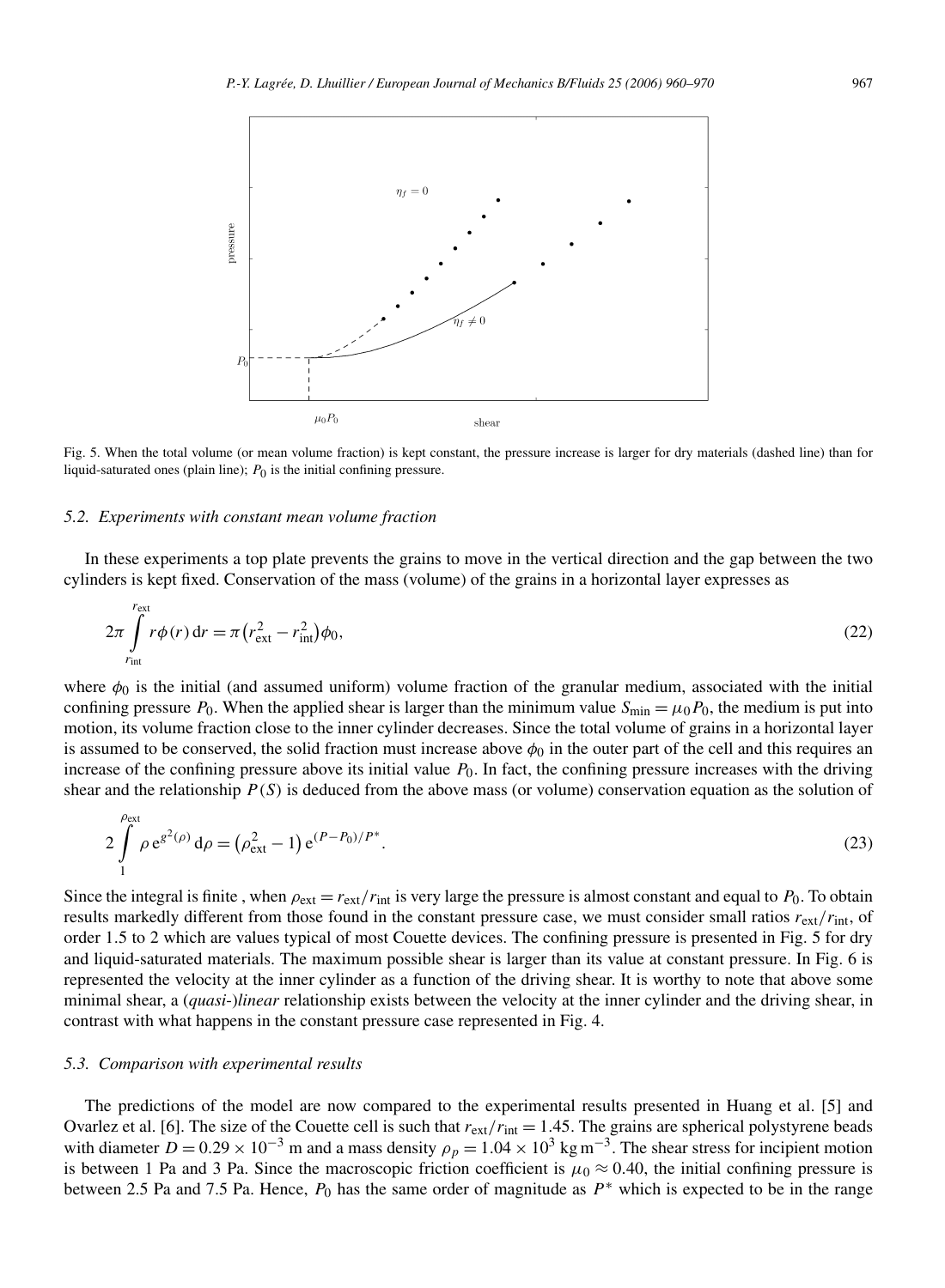Fig. 5. When the total volume (or mean volume fraction) is kept constant, the pressure increase is larger for dry materials (dashed line) than for liquid-saturated ones (plain line); $P_0$ is the initial confining pressure.

### 5.2. Experiments with constant mean volume fraction

In these experiments a top plate prevents the grains to move in the vertical direction and the gap between the two cylinders is kept fixed. Conservation of the mass (volume) of the grains in a horizontal layer expresses as

$$2\pi \int_{r_{\text{int}}}^{r_{\text{ext}}} r\phi(r)\,\mathrm{d}r = \pi\left(r_{\text{ext}}^2 - r_{\text{int}}^2\right)\phi_0, \tag{22}$$

where $\phi_0$ is the initial (and assumed uniform) volume fraction of the granular medium, associated with the initial confining pressure $P_0$. When the applied shear is larger than the minimum value $S_{\min} = \mu_0 P_0$, the medium is put into motion, its volume fraction close to the inner cylinder decreases. Since the total volume of grains in a horizontal layer is assumed to be conserved, the solid fraction must increase above $\phi_0$ in the outer part of the cell and this requires an increase of the confining pressure above its initial value $P_0$. In fact, the confining pressure increases with the driving shear and the relationship $P(S)$ is deduced from the above mass (or volume) conservation equation as the solution of

$$2\int_{1}^{\rho_{\text{ext}}} \rho\, \mathrm{e}^{g^2(\rho)}\,\mathrm{d}\rho = \left(\rho_{\text{ext}}^2 - 1\right)\mathrm{e}^{(P-P_0)/P^*}. \tag{23}$$

Since the integral is finite , when $\rho_{\text{ext}} = r_{\text{ext}}/r_{\text{int}}$ is very large the pressure is almost constant and equal to $P_0$. To obtain results markedly different from those found in the constant pressure case, we must consider small ratios $r_{\text{ext}}/r_{\text{int}}$, of order 1.5 to 2 which are values typical of most Couette devices. The confining pressure is presented in Fig. 5 for dry and liquid-saturated materials. The maximum possible shear is larger than its value at constant pressure. In Fig. 6 is represented the velocity at the inner cylinder as a function of the driving shear. It is worthy to note that above some minimal shear, a (*quasi-*)*linear* relationship exists between the velocity at the inner cylinder and the driving shear, in contrast with what happens in the constant pressure case represented in Fig. 4.

### 5.3. Comparison with experimental results

The predictions of the model are now compared to the experimental results presented in Huang et al. [5] and Ovarlez et al. [6]. The size of the Couette cell is such that $r_{\text{ext}}/r_{\text{int}} = 1.45$. The grains are spherical polystyrene beads with diameter $D = 0.29 \times 10^{-3}$ m and a mass density $\rho_p = 1.04 \times 10^3$ kg m$^{-3}$. The shear stress for incipient motion is between 1 Pa and 3 Pa. Since the macroscopic friction coefficient is $\mu_0 \approx 0.40$, the initial confining pressure is between 2.5 Pa and 7.5 Pa. Hence, $P_0$ has the same order of magnitude as $P^*$ which is expected to be in the range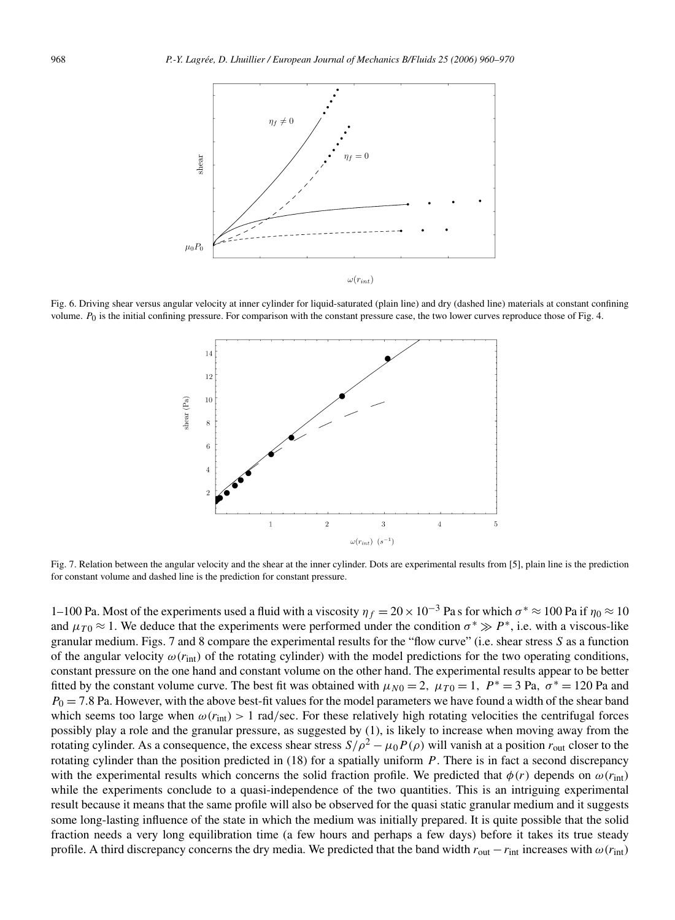Fig. 6. Driving shear versus angular velocity at inner cylinder for liquid-saturated (plain line) and dry (dashed line) materials at constant confining volume. $P_0$ is the initial confining pressure. For comparison with the constant pressure case, the two lower curves reproduce those of Fig. 4.

Fig. 7. Relation between the angular velocity and the shear at the inner cylinder. Dots are experimental results from [5], plain line is the prediction for constant volume and dashed line is the prediction for constant pressure.

1–100 Pa. Most of the experiments used a fluid with a viscosity $\eta_f = 20 \times 10^{-3}$ Pa s for which $\sigma^* \approx 100$ Pa if $\eta_0 \approx 10$ and $\mu_{T0} \approx 1$. We deduce that the experiments were performed under the condition $\sigma^* \gg P^*$, i.e. with a viscous-like granular medium. Figs. 7 and 8 compare the experimental results for the "flow curve" (i.e. shear stress $S$ as a function of the angular velocity $\omega(r_{\text{int}})$ of the rotating cylinder) with the model predictions for the two operating conditions, constant pressure on the one hand and constant volume on the other hand. The experimental results appear to be better fitted by the constant volume curve. The best fit was obtained with $\mu_{N0} = 2$, $\mu_{T0} = 1$, $P^* = 3$ Pa, $\sigma^* = 120$ Pa and $P_0 = 7.8$ Pa. However, with the above best-fit values for the model parameters we have found a width of the shear band which seems too large when $\omega(r_{\text{int}}) > 1$ rad/sec. For these relatively high rotating velocities the centrifugal forces possibly play a role and the granular pressure, as suggested by (1), is likely to increase when moving away from the rotating cylinder. As a consequence, the excess shear stress $S/\rho^2 - \mu_0 P(\rho)$ will vanish at a position $r_{\text{out}}$ closer to the rotating cylinder than the position predicted in (18) for a spatially uniform $P$. There is in fact a second discrepancy with the experimental results which concerns the solid fraction profile. We predicted that $\phi(r)$ depends on $\omega(r_{\text{int}})$ while the experiments conclude to a quasi-independence of the two quantities. This is an intriguing experimental result because it means that the same profile will also be observed for the quasi static granular medium and it suggests some long-lasting influence of the state in which the medium was initially prepared. It is quite possible that the solid fraction needs a very long equilibration time (a few hours and perhaps a few days) before it takes its true steady profile. A third discrepancy concerns the dry media. We predicted that the band width $r_{\text{out}} - r_{\text{int}}$ increases with $\omega(r_{\text{int}})$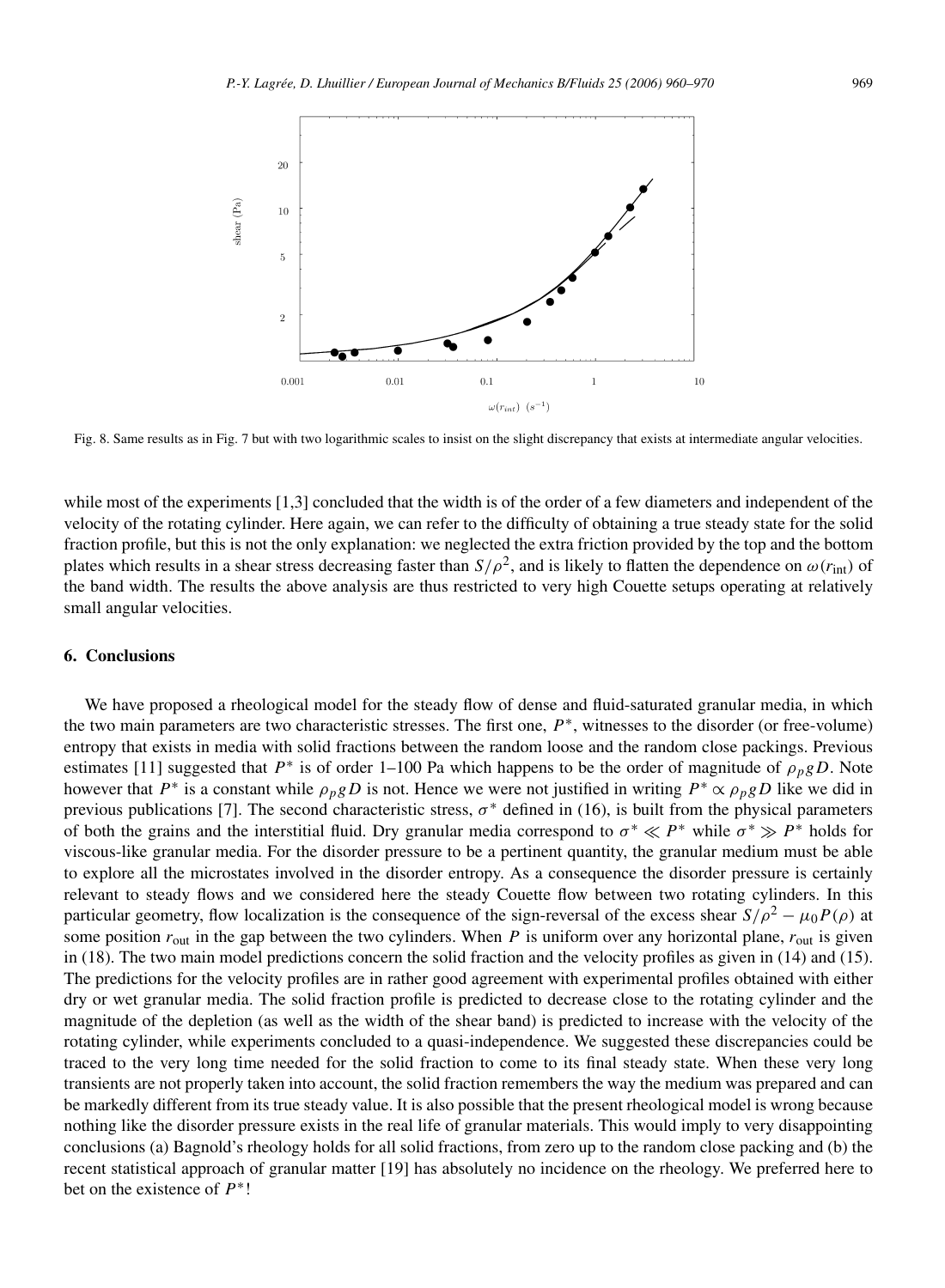Fig. 8. Same results as in Fig. 7 but with two logarithmic scales to insist on the slight discrepancy that exists at intermediate angular velocities.

while most of the experiments [1,3] concluded that the width is of the order of a few diameters and independent of the velocity of the rotating cylinder. Here again, we can refer to the difficulty of obtaining a true steady state for the solid fraction profile, but this is not the only explanation: we neglected the extra friction provided by the top and the bottom plates which results in a shear stress decreasing faster than $S/\rho^2$, and is likely to flatten the dependence on $\omega(r_{\text{int}})$ of the band width. The results the above analysis are thus restricted to very high Couette setups operating at relatively small angular velocities.

## 6. Conclusions

We have proposed a rheological model for the steady flow of dense and fluid-saturated granular media, in which the two main parameters are two characteristic stresses. The first one, $P^*$, witnesses to the disorder (or free-volume) entropy that exists in media with solid fractions between the random loose and the random close packings. Previous estimates [11] suggested that $P^*$ is of order 1–100 Pa which happens to be the order of magnitude of $\rho_p g D$. Note however that $P^*$ is a constant while $\rho_p g D$ is not. Hence we were not justified in writing $P^* \propto \rho_p g D$ like we did in previous publications [7]. The second characteristic stress, $\sigma^*$ defined in (16), is built from the physical parameters of both the grains and the interstitial fluid. Dry granular media correspond to $\sigma^* \ll P^*$ while $\sigma^* \gg P^*$ holds for viscous-like granular media. For the disorder pressure to be a pertinent quantity, the granular medium must be able to explore all the microstates involved in the disorder entropy. As a consequence the disorder pressure is certainly relevant to steady flows and we considered here the steady Couette flow between two rotating cylinders. In this particular geometry, flow localization is the consequence of the sign-reversal of the excess shear $S/\rho^2 - \mu_0 P(\rho)$ at some position $r_{\text{out}}$ in the gap between the two cylinders. When $P$ is uniform over any horizontal plane, $r_{\text{out}}$ is given in (18). The two main model predictions concern the solid fraction and the velocity profiles as given in (14) and (15). The predictions for the velocity profiles are in rather good agreement with experimental profiles obtained with either dry or wet granular media. The solid fraction profile is predicted to decrease close to the rotating cylinder and the magnitude of the depletion (as well as the width of the shear band) is predicted to increase with the velocity of the rotating cylinder, while experiments concluded to a quasi-independence. We suggested these discrepancies could be traced to the very long time needed for the solid fraction to come to its final steady state. When these very long transients are not properly taken into account, the solid fraction remembers the way the medium was prepared and can be markedly different from its true steady value. It is also possible that the present rheological model is wrong because nothing like the disorder pressure exists in the real life of granular materials. This would imply to very disappointing conclusions (a) Bagnold's rheology holds for all solid fractions, from zero up to the random close packing and (b) the recent statistical approach of granular matter [19] has absolutely no incidence on the rheology. We preferred here to bet on the existence of $P^*$!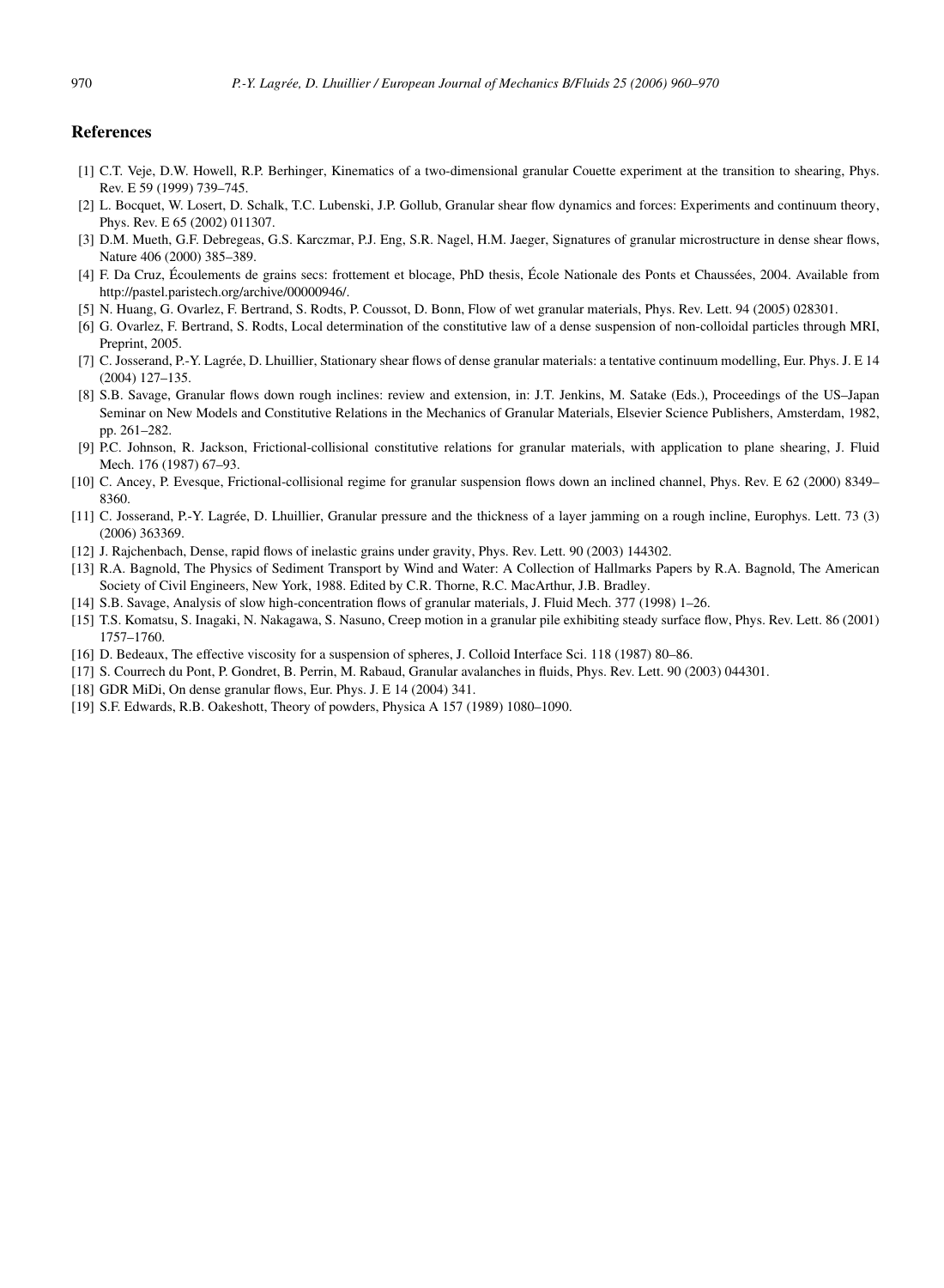## References

[1] C.T. Veje, D.W. Howell, R.P. Berhinger, Kinematics of a two-dimensional granular Couette experiment at the transition to shearing, Phys. Rev. E 59 (1999) 739–745.

[2] L. Bocquet, W. Losert, D. Schalk, T.C. Lubenski, J.P. Gollub, Granular shear flow dynamics and forces: Experiments and continuum theory, Phys. Rev. E 65 (2002) 011307.

[3] D.M. Mueth, G.F. Debregeas, G.S. Karczmar, P.J. Eng, S.R. Nagel, H.M. Jaeger, Signatures of granular microstructure in dense shear flows, Nature 406 (2000) 385–389.

[4] F. Da Cruz, Écoulements de grains secs: frottement et blocage, PhD thesis, École Nationale des Ponts et Chaussées, 2004. Available from http://pastel.paristech.org/archive/00000946/.

[5] N. Huang, G. Ovarlez, F. Bertrand, S. Rodts, P. Coussot, D. Bonn, Flow of wet granular materials, Phys. Rev. Lett. 94 (2005) 028301.

[6] G. Ovarlez, F. Bertrand, S. Rodts, Local determination of the constitutive law of a dense suspension of non-colloidal particles through MRI, Preprint, 2005.

[7] C. Josserand, P.-Y. Lagrée, D. Lhuillier, Stationary shear flows of dense granular materials: a tentative continuum modelling, Eur. Phys. J. E 14 (2004) 127–135.

[8] S.B. Savage, Granular flows down rough inclines: review and extension, in: J.T. Jenkins, M. Satake (Eds.), Proceedings of the US–Japan Seminar on New Models and Constitutive Relations in the Mechanics of Granular Materials, Elsevier Science Publishers, Amsterdam, 1982, pp. 261–282.

[9] P.C. Johnson, R. Jackson, Frictional-collisional constitutive relations for granular materials, with application to plane shearing, J. Fluid Mech. 176 (1987) 67–93.

[10] C. Ancey, P. Evesque, Frictional-collisional regime for granular suspension flows down an inclined channel, Phys. Rev. E 62 (2000) 8349–8360.

[11] C. Josserand, P.-Y. Lagrée, D. Lhuillier, Granular pressure and the thickness of a layer jamming on a rough incline, Europhys. Lett. 73 (3) (2006) 363369.

[12] J. Rajchenbach, Dense, rapid flows of inelastic grains under gravity, Phys. Rev. Lett. 90 (2003) 144302.

[13] R.A. Bagnold, The Physics of Sediment Transport by Wind and Water: A Collection of Hallmarks Papers by R.A. Bagnold, The American Society of Civil Engineers, New York, 1988. Edited by C.R. Thorne, R.C. MacArthur, J.B. Bradley.

[14] S.B. Savage, Analysis of slow high-concentration flows of granular materials, J. Fluid Mech. 377 (1998) 1–26.

[15] T.S. Komatsu, S. Inagaki, N. Nakagawa, S. Nasuno, Creep motion in a granular pile exhibiting steady surface flow, Phys. Rev. Lett. 86 (2001) 1757–1760.

[16] D. Bedeaux, The effective viscosity for a suspension of spheres, J. Colloid Interface Sci. 118 (1987) 80–86.

[17] S. Courrech du Pont, P. Gondret, B. Perrin, M. Rabaud, Granular avalanches in fluids, Phys. Rev. Lett. 90 (2003) 044301.

[18] GDR MiDi, On dense granular flows, Eur. Phys. J. E 14 (2004) 341.

[19] S.F. Edwards, R.B. Oakeshott, Theory of powders, Physica A 157 (1989) 1080–1090.